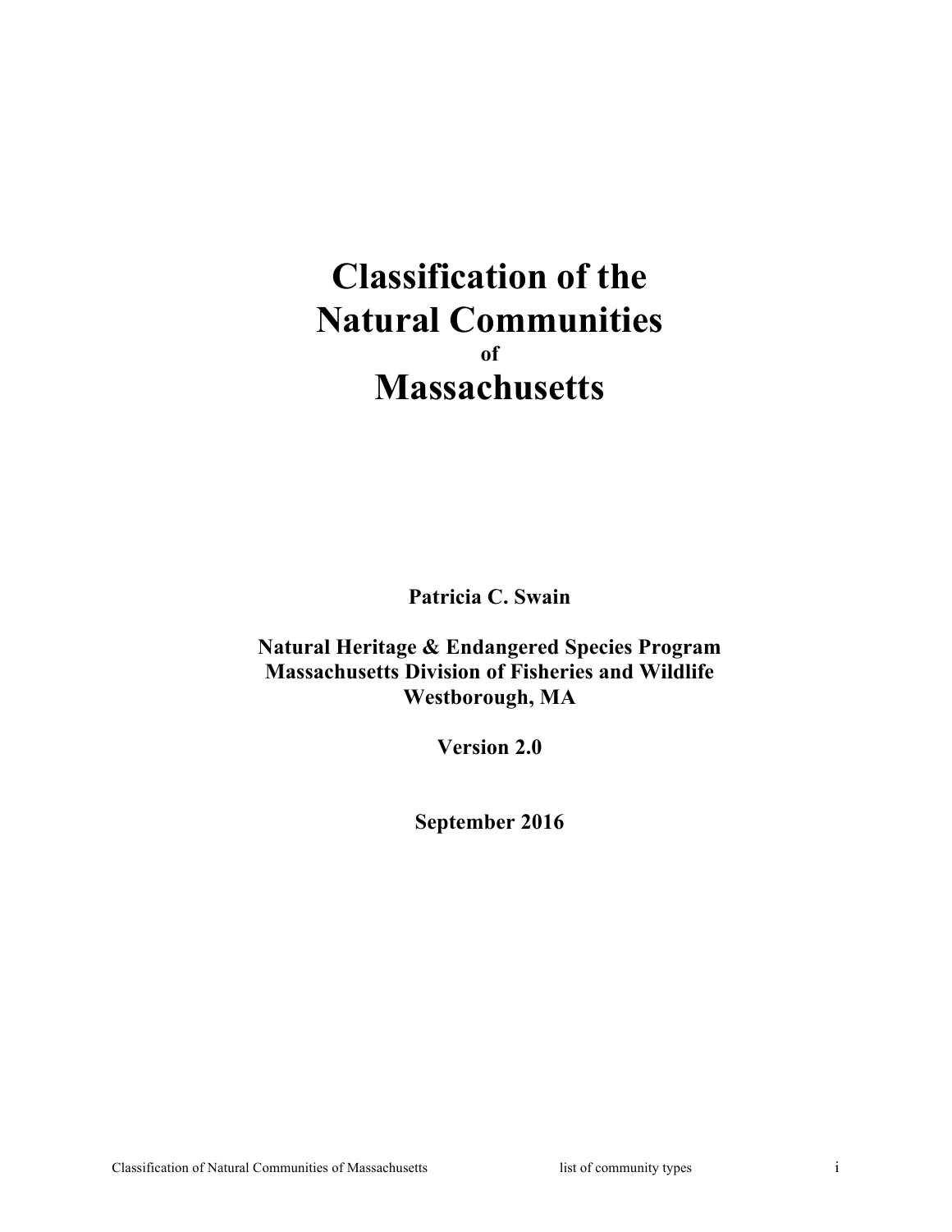# Classification of the Natural Communities of Massachusetts

Patricia C. Swain

**Natural Heritage & Endangered Species Program**
**Massachusetts Division of Fisheries and Wildlife**
**Westborough, MA**

**Version 2.0**

**September 2016**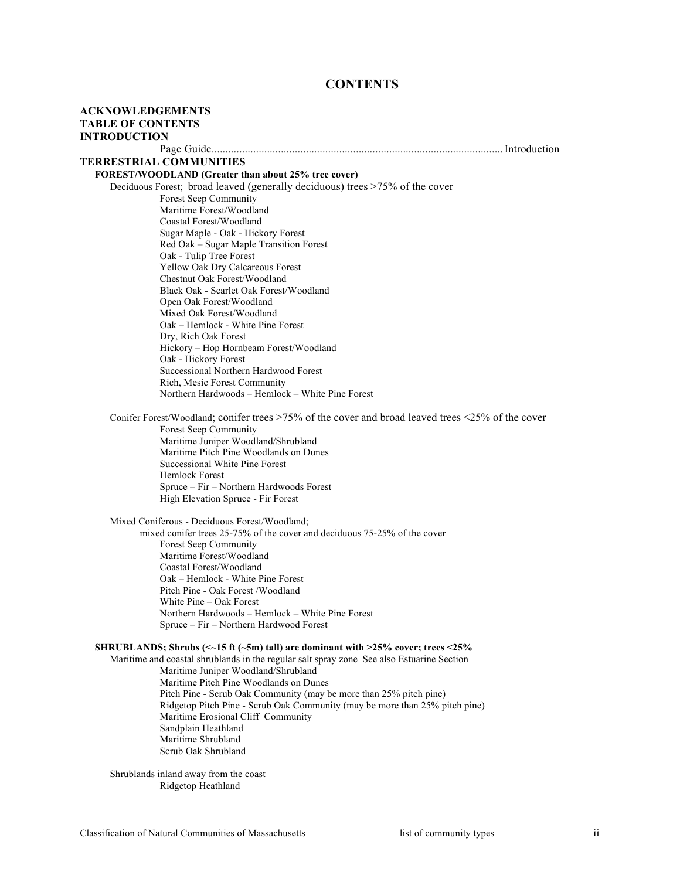# CONTENTS

**ACKNOWLEDGEMENTS**
**TABLE OF CONTENTS**
**INTRODUCTION**

Page Guide........................................................................................................ Introduction

## TERRESTRIAL COMMUNITIES

### FOREST/WOODLAND (Greater than about 25% tree cover)

Deciduous Forest; broad leaved (generally deciduous) trees >75% of the cover

- Forest Seep Community
- Maritime Forest/Woodland
- Coastal Forest/Woodland
- Sugar Maple - Oak - Hickory Forest
- Red Oak – Sugar Maple Transition Forest
- Oak - Tulip Tree Forest
- Yellow Oak Dry Calcareous Forest
- Chestnut Oak Forest/Woodland
- Black Oak - Scarlet Oak Forest/Woodland
- Open Oak Forest/Woodland
- Mixed Oak Forest/Woodland
- Oak – Hemlock - White Pine Forest
- Dry, Rich Oak Forest
- Hickory – Hop Hornbeam Forest/Woodland
- Oak - Hickory Forest
- Successional Northern Hardwood Forest
- Rich, Mesic Forest Community
- Northern Hardwoods – Hemlock – White Pine Forest

Conifer Forest/Woodland; conifer trees >75% of the cover and broad leaved trees <25% of the cover

- Forest Seep Community
- Maritime Juniper Woodland/Shrubland
- Maritime Pitch Pine Woodlands on Dunes
- Successional White Pine Forest
- Hemlock Forest
- Spruce – Fir – Northern Hardwoods Forest
- High Elevation Spruce - Fir Forest

Mixed Coniferous - Deciduous Forest/Woodland;
mixed conifer trees 25-75% of the cover and deciduous 75-25% of the cover

- Forest Seep Community
- Maritime Forest/Woodland
- Coastal Forest/Woodland
- Oak – Hemlock - White Pine Forest
- Pitch Pine - Oak Forest /Woodland
- White Pine – Oak Forest
- Northern Hardwoods – Hemlock – White Pine Forest
- Spruce – Fir – Northern Hardwood Forest

### SHRUBLANDS; Shrubs (<~15 ft (~5m) tall) are dominant with >25% cover; trees <25%

Maritime and coastal shrublands in the regular salt spray zone See also Estuarine Section

- Maritime Juniper Woodland/Shrubland
- Maritime Pitch Pine Woodlands on Dunes
- Pitch Pine - Scrub Oak Community (may be more than 25% pitch pine)
- Ridgetop Pitch Pine - Scrub Oak Community (may be more than 25% pitch pine)
- Maritime Erosional Cliff Community
- Sandplain Heathland
- Maritime Shrubland
- Scrub Oak Shrubland

Shrublands inland away from the coast

- Ridgetop Heathland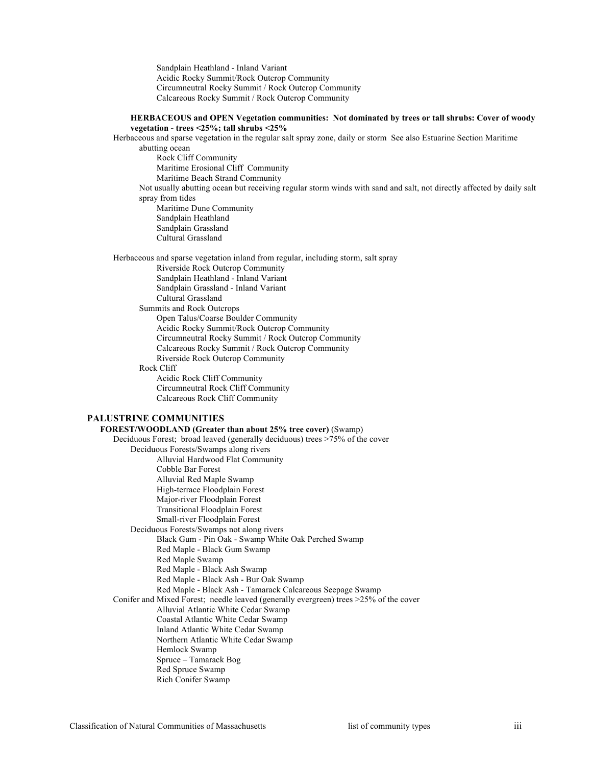Sandplain Heathland - Inland Variant
Acidic Rocky Summit/Rock Outcrop Community
Circumneutral Rocky Summit / Rock Outcrop Community
Calcareous Rocky Summit / Rock Outcrop Community

**HERBACEOUS and OPEN Vegetation communities: Not dominated by trees or tall shrubs: Cover of woody vegetation - trees <25%; tall shrubs <25%**

Herbaceous and sparse vegetation in the regular salt spray zone, daily or storm See also Estuarine Section Maritime abutting ocean

- Rock Cliff Community
- Maritime Erosional Cliff Community
- Maritime Beach Strand Community

Not usually abutting ocean but receiving regular storm winds with sand and salt, not directly affected by daily salt spray from tides

- Maritime Dune Community
- Sandplain Heathland
- Sandplain Grassland
- Cultural Grassland

Herbaceous and sparse vegetation inland from regular, including storm, salt spray

- Riverside Rock Outcrop Community
- Sandplain Heathland - Inland Variant
- Sandplain Grassland - Inland Variant
- Cultural Grassland

Summits and Rock Outcrops

- Open Talus/Coarse Boulder Community
- Acidic Rocky Summit/Rock Outcrop Community
- Circumneutral Rocky Summit / Rock Outcrop Community
- Calcareous Rocky Summit / Rock Outcrop Community
- Riverside Rock Outcrop Community

Rock Cliff

- Acidic Rock Cliff Community
- Circumneutral Rock Cliff Community
- Calcareous Rock Cliff Community

## PALUSTRINE COMMUNITIES

**FOREST/WOODLAND (Greater than about 25% tree cover)** (Swamp)

Deciduous Forest; broad leaved (generally deciduous) trees >75% of the cover

Deciduous Forests/Swamps along rivers

- Alluvial Hardwood Flat Community
- Cobble Bar Forest
- Alluvial Red Maple Swamp
- High-terrace Floodplain Forest
- Major-river Floodplain Forest
- Transitional Floodplain Forest
- Small-river Floodplain Forest

Deciduous Forests/Swamps not along rivers

- Black Gum - Pin Oak - Swamp White Oak Perched Swamp
- Red Maple - Black Gum Swamp
- Red Maple Swamp
- Red Maple - Black Ash Swamp
- Red Maple - Black Ash - Bur Oak Swamp
- Red Maple - Black Ash - Tamarack Calcareous Seepage Swamp

Conifer and Mixed Forest; needle leaved (generally evergreen) trees >25% of the cover

- Alluvial Atlantic White Cedar Swamp
- Coastal Atlantic White Cedar Swamp
- Inland Atlantic White Cedar Swamp
- Northern Atlantic White Cedar Swamp
- Hemlock Swamp
- Spruce – Tamarack Bog
- Red Spruce Swamp
- Rich Conifer Swamp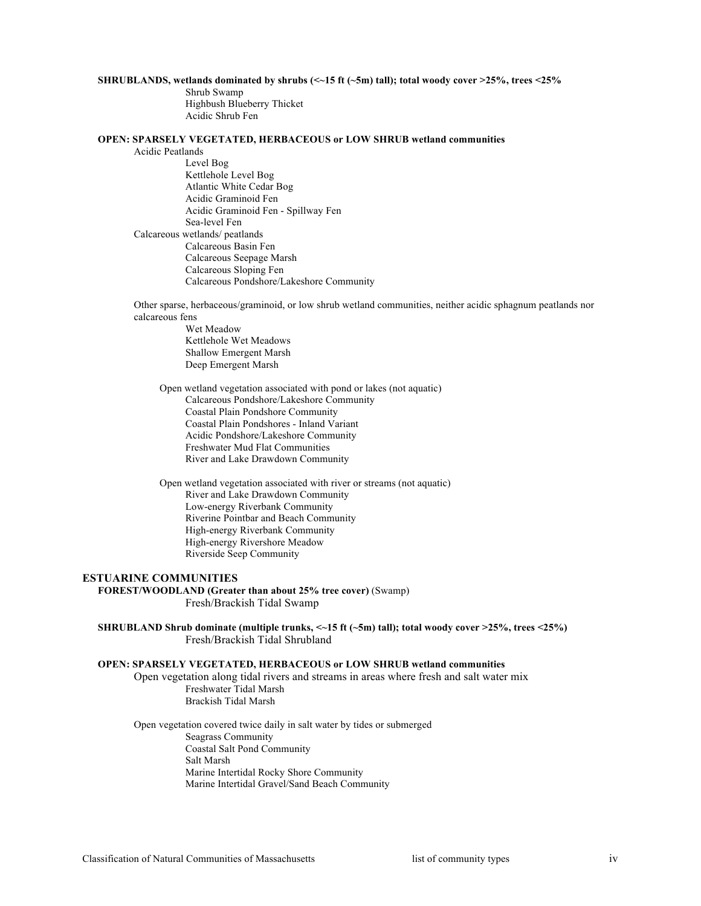**SHRUBLANDS, wetlands dominated by shrubs (<~15 ft (~5m) tall); total woody cover >25%, trees <25%**

- Shrub Swamp
- Highbush Blueberry Thicket
- Acidic Shrub Fen

**OPEN: SPARSELY VEGETATED, HERBACEOUS or LOW SHRUB wetland communities**

Acidic Peatlands

- Level Bog
- Kettlehole Level Bog
- Atlantic White Cedar Bog
- Acidic Graminoid Fen
- Acidic Graminoid Fen - Spillway Fen
- Sea-level Fen

Calcareous wetlands/ peatlands

- Calcareous Basin Fen
- Calcareous Seepage Marsh
- Calcareous Sloping Fen
- Calcareous Pondshore/Lakeshore Community

Other sparse, herbaceous/graminoid, or low shrub wetland communities, neither acidic sphagnum peatlands nor calcareous fens

- Wet Meadow
- Kettlehole Wet Meadows
- Shallow Emergent Marsh
- Deep Emergent Marsh

Open wetland vegetation associated with pond or lakes (not aquatic)

- Calcareous Pondshore/Lakeshore Community
- Coastal Plain Pondshore Community
- Coastal Plain Pondshores - Inland Variant
- Acidic Pondshore/Lakeshore Community
- Freshwater Mud Flat Communities
- River and Lake Drawdown Community

Open wetland vegetation associated with river or streams (not aquatic)

- River and Lake Drawdown Community
- Low-energy Riverbank Community
- Riverine Pointbar and Beach Community
- High-energy Riverbank Community
- High-energy Rivershore Meadow
- Riverside Seep Community

## ESTUARINE COMMUNITIES

**FOREST/WOODLAND (Greater than about 25% tree cover)** (Swamp)

- Fresh/Brackish Tidal Swamp

**SHRUBLAND Shrub dominate (multiple trunks, <~15 ft (~5m) tall); total woody cover >25%, trees <25%)**

- Fresh/Brackish Tidal Shrubland

**OPEN: SPARSELY VEGETATED, HERBACEOUS or LOW SHRUB wetland communities**

Open vegetation along tidal rivers and streams in areas where fresh and salt water mix

- Freshwater Tidal Marsh
- Brackish Tidal Marsh

Open vegetation covered twice daily in salt water by tides or submerged

- Seagrass Community
- Coastal Salt Pond Community
- Salt Marsh
- Marine Intertidal Rocky Shore Community
- Marine Intertidal Gravel/Sand Beach Community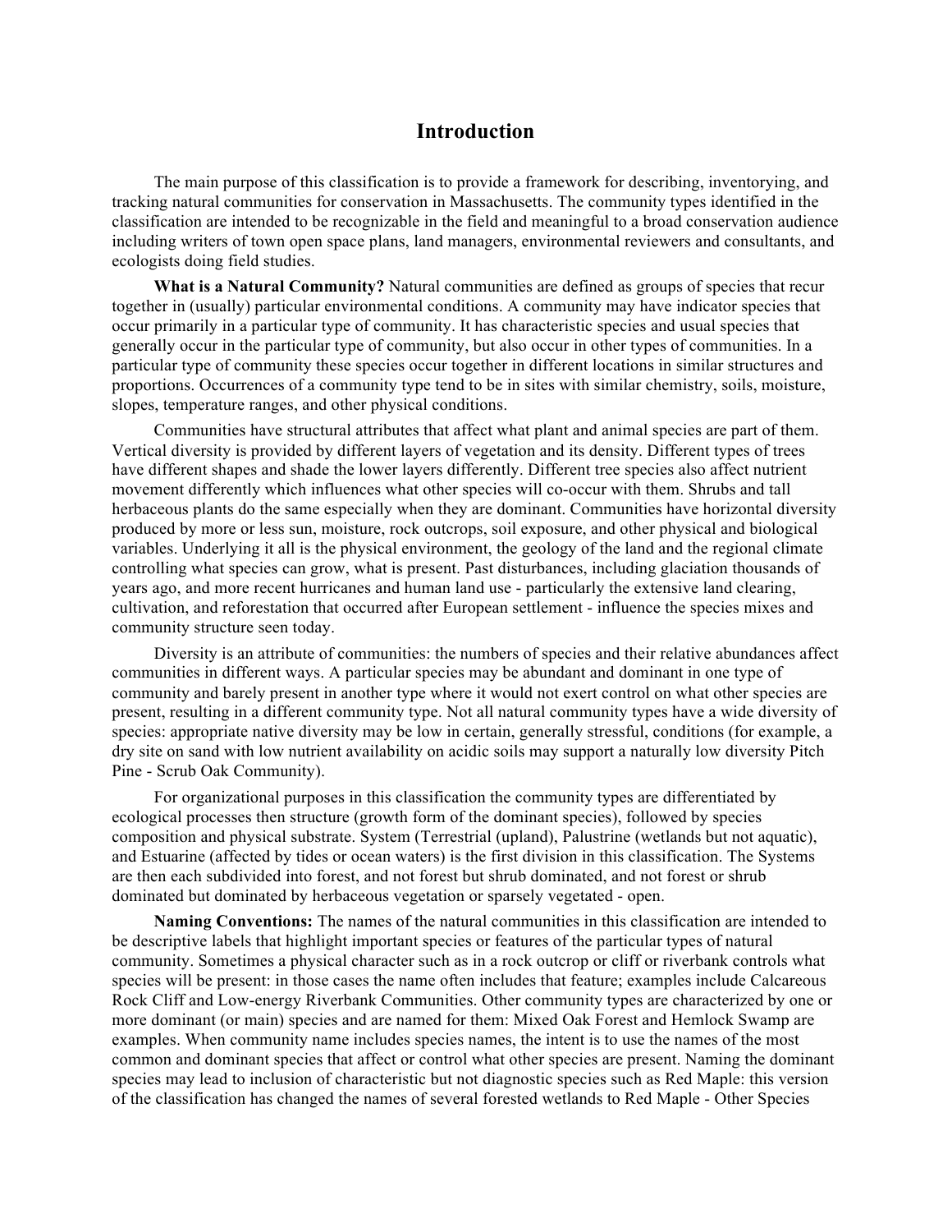# Introduction

The main purpose of this classification is to provide a framework for describing, inventorying, and tracking natural communities for conservation in Massachusetts. The community types identified in the classification are intended to be recognizable in the field and meaningful to a broad conservation audience including writers of town open space plans, land managers, environmental reviewers and consultants, and ecologists doing field studies.

**What is a Natural Community?** Natural communities are defined as groups of species that recur together in (usually) particular environmental conditions. A community may have indicator species that occur primarily in a particular type of community. It has characteristic species and usual species that generally occur in the particular type of community, but also occur in other types of communities. In a particular type of community these species occur together in different locations in similar structures and proportions. Occurrences of a community type tend to be in sites with similar chemistry, soils, moisture, slopes, temperature ranges, and other physical conditions.

Communities have structural attributes that affect what plant and animal species are part of them. Vertical diversity is provided by different layers of vegetation and its density. Different types of trees have different shapes and shade the lower layers differently. Different tree species also affect nutrient movement differently which influences what other species will co-occur with them. Shrubs and tall herbaceous plants do the same especially when they are dominant. Communities have horizontal diversity produced by more or less sun, moisture, rock outcrops, soil exposure, and other physical and biological variables. Underlying it all is the physical environment, the geology of the land and the regional climate controlling what species can grow, what is present. Past disturbances, including glaciation thousands of years ago, and more recent hurricanes and human land use - particularly the extensive land clearing, cultivation, and reforestation that occurred after European settlement - influence the species mixes and community structure seen today.

Diversity is an attribute of communities: the numbers of species and their relative abundances affect communities in different ways. A particular species may be abundant and dominant in one type of community and barely present in another type where it would not exert control on what other species are present, resulting in a different community type. Not all natural community types have a wide diversity of species: appropriate native diversity may be low in certain, generally stressful, conditions (for example, a dry site on sand with low nutrient availability on acidic soils may support a naturally low diversity Pitch Pine - Scrub Oak Community).

For organizational purposes in this classification the community types are differentiated by ecological processes then structure (growth form of the dominant species), followed by species composition and physical substrate. System (Terrestrial (upland), Palustrine (wetlands but not aquatic), and Estuarine (affected by tides or ocean waters) is the first division in this classification. The Systems are then each subdivided into forest, and not forest but shrub dominated, and not forest or shrub dominated but dominated by herbaceous vegetation or sparsely vegetated - open.

**Naming Conventions:** The names of the natural communities in this classification are intended to be descriptive labels that highlight important species or features of the particular types of natural community. Sometimes a physical character such as in a rock outcrop or cliff or riverbank controls what species will be present: in those cases the name often includes that feature; examples include Calcareous Rock Cliff and Low-energy Riverbank Communities. Other community types are characterized by one or more dominant (or main) species and are named for them: Mixed Oak Forest and Hemlock Swamp are examples. When community name includes species names, the intent is to use the names of the most common and dominant species that affect or control what other species are present. Naming the dominant species may lead to inclusion of characteristic but not diagnostic species such as Red Maple: this version of the classification has changed the names of several forested wetlands to Red Maple - Other Species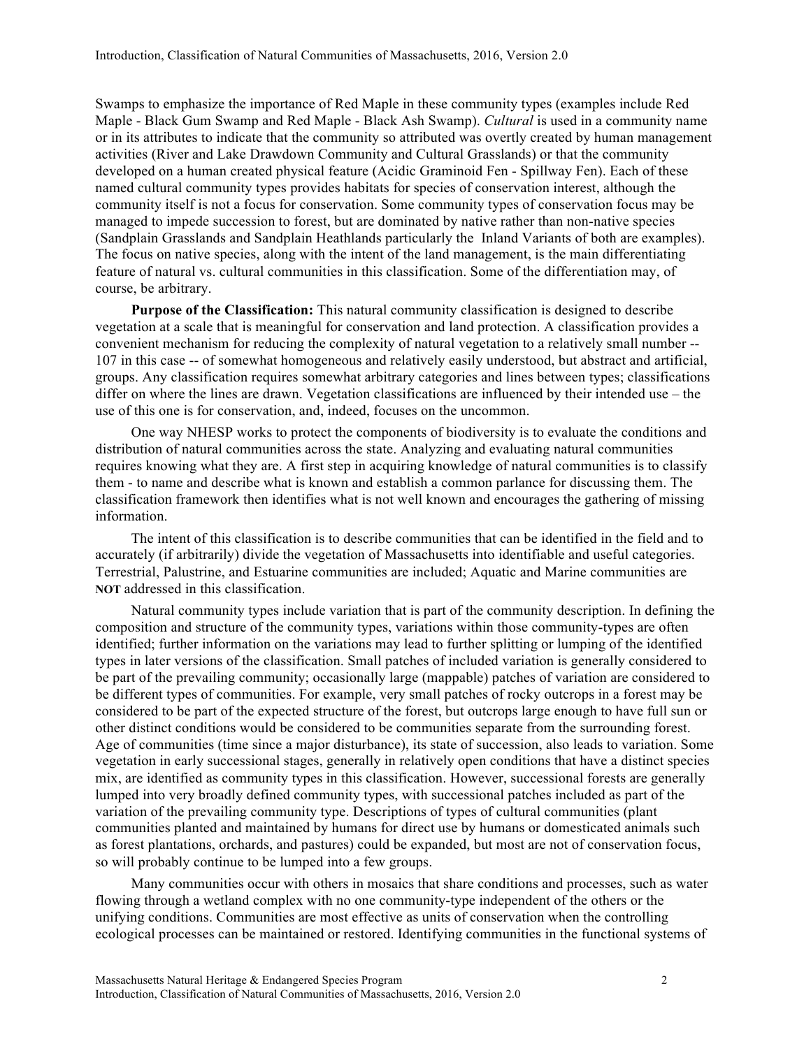Swamps to emphasize the importance of Red Maple in these community types (examples include Red Maple - Black Gum Swamp and Red Maple - Black Ash Swamp). *Cultural* is used in a community name or in its attributes to indicate that the community so attributed was overtly created by human management activities (River and Lake Drawdown Community and Cultural Grasslands) or that the community developed on a human created physical feature (Acidic Graminoid Fen - Spillway Fen). Each of these named cultural community types provides habitats for species of conservation interest, although the community itself is not a focus for conservation. Some community types of conservation focus may be managed to impede succession to forest, but are dominated by native rather than non-native species (Sandplain Grasslands and Sandplain Heathlands particularly the Inland Variants of both are examples). The focus on native species, along with the intent of the land management, is the main differentiating feature of natural vs. cultural communities in this classification. Some of the differentiation may, of course, be arbitrary.

**Purpose of the Classification:** This natural community classification is designed to describe vegetation at a scale that is meaningful for conservation and land protection. A classification provides a convenient mechanism for reducing the complexity of natural vegetation to a relatively small number -- 107 in this case -- of somewhat homogeneous and relatively easily understood, but abstract and artificial, groups. Any classification requires somewhat arbitrary categories and lines between types; classifications differ on where the lines are drawn. Vegetation classifications are influenced by their intended use – the use of this one is for conservation, and, indeed, focuses on the uncommon.

One way NHESP works to protect the components of biodiversity is to evaluate the conditions and distribution of natural communities across the state. Analyzing and evaluating natural communities requires knowing what they are. A first step in acquiring knowledge of natural communities is to classify them - to name and describe what is known and establish a common parlance for discussing them. The classification framework then identifies what is not well known and encourages the gathering of missing information.

The intent of this classification is to describe communities that can be identified in the field and to accurately (if arbitrarily) divide the vegetation of Massachusetts into identifiable and useful categories. Terrestrial, Palustrine, and Estuarine communities are included; Aquatic and Marine communities are **NOT** addressed in this classification.

Natural community types include variation that is part of the community description. In defining the composition and structure of the community types, variations within those community-types are often identified; further information on the variations may lead to further splitting or lumping of the identified types in later versions of the classification. Small patches of included variation is generally considered to be part of the prevailing community; occasionally large (mappable) patches of variation are considered to be different types of communities. For example, very small patches of rocky outcrops in a forest may be considered to be part of the expected structure of the forest, but outcrops large enough to have full sun or other distinct conditions would be considered to be communities separate from the surrounding forest. Age of communities (time since a major disturbance), its state of succession, also leads to variation. Some vegetation in early successional stages, generally in relatively open conditions that have a distinct species mix, are identified as community types in this classification. However, successional forests are generally lumped into very broadly defined community types, with successional patches included as part of the variation of the prevailing community type. Descriptions of types of cultural communities (plant communities planted and maintained by humans for direct use by humans or domesticated animals such as forest plantations, orchards, and pastures) could be expanded, but most are not of conservation focus, so will probably continue to be lumped into a few groups.

Many communities occur with others in mosaics that share conditions and processes, such as water flowing through a wetland complex with no one community-type independent of the others or the unifying conditions. Communities are most effective as units of conservation when the controlling ecological processes can be maintained or restored. Identifying communities in the functional systems of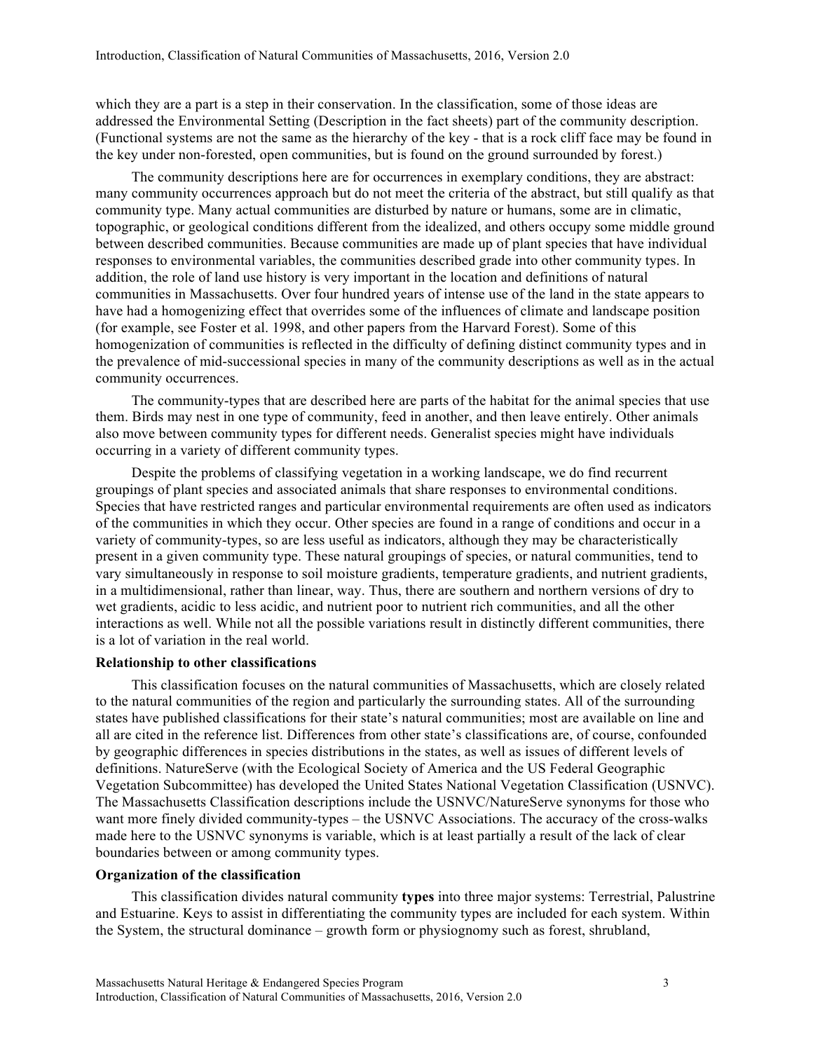which they are a part is a step in their conservation. In the classification, some of those ideas are addressed the Environmental Setting (Description in the fact sheets) part of the community description. (Functional systems are not the same as the hierarchy of the key - that is a rock cliff face may be found in the key under non-forested, open communities, but is found on the ground surrounded by forest.)

The community descriptions here are for occurrences in exemplary conditions, they are abstract: many community occurrences approach but do not meet the criteria of the abstract, but still qualify as that community type. Many actual communities are disturbed by nature or humans, some are in climatic, topographic, or geological conditions different from the idealized, and others occupy some middle ground between described communities. Because communities are made up of plant species that have individual responses to environmental variables, the communities described grade into other community types. In addition, the role of land use history is very important in the location and definitions of natural communities in Massachusetts. Over four hundred years of intense use of the land in the state appears to have had a homogenizing effect that overrides some of the influences of climate and landscape position (for example, see Foster et al. 1998, and other papers from the Harvard Forest). Some of this homogenization of communities is reflected in the difficulty of defining distinct community types and in the prevalence of mid-successional species in many of the community descriptions as well as in the actual community occurrences.

The community-types that are described here are parts of the habitat for the animal species that use them. Birds may nest in one type of community, feed in another, and then leave entirely. Other animals also move between community types for different needs. Generalist species might have individuals occurring in a variety of different community types.

Despite the problems of classifying vegetation in a working landscape, we do find recurrent groupings of plant species and associated animals that share responses to environmental conditions. Species that have restricted ranges and particular environmental requirements are often used as indicators of the communities in which they occur. Other species are found in a range of conditions and occur in a variety of community-types, so are less useful as indicators, although they may be characteristically present in a given community type. These natural groupings of species, or natural communities, tend to vary simultaneously in response to soil moisture gradients, temperature gradients, and nutrient gradients, in a multidimensional, rather than linear, way. Thus, there are southern and northern versions of dry to wet gradients, acidic to less acidic, and nutrient poor to nutrient rich communities, and all the other interactions as well. While not all the possible variations result in distinctly different communities, there is a lot of variation in the real world.

**Relationship to other classifications**

This classification focuses on the natural communities of Massachusetts, which are closely related to the natural communities of the region and particularly the surrounding states. All of the surrounding states have published classifications for their state's natural communities; most are available on line and all are cited in the reference list. Differences from other state's classifications are, of course, confounded by geographic differences in species distributions in the states, as well as issues of different levels of definitions. NatureServe (with the Ecological Society of America and the US Federal Geographic Vegetation Subcommittee) has developed the United States National Vegetation Classification (USNVC). The Massachusetts Classification descriptions include the USNVC/NatureServe synonyms for those who want more finely divided community-types – the USNVC Associations. The accuracy of the cross-walks made here to the USNVC synonyms is variable, which is at least partially a result of the lack of clear boundaries between or among community types.

**Organization of the classification**

This classification divides natural community **types** into three major systems: Terrestrial, Palustrine and Estuarine. Keys to assist in differentiating the community types are included for each system. Within the System, the structural dominance – growth form or physiognomy such as forest, shrubland,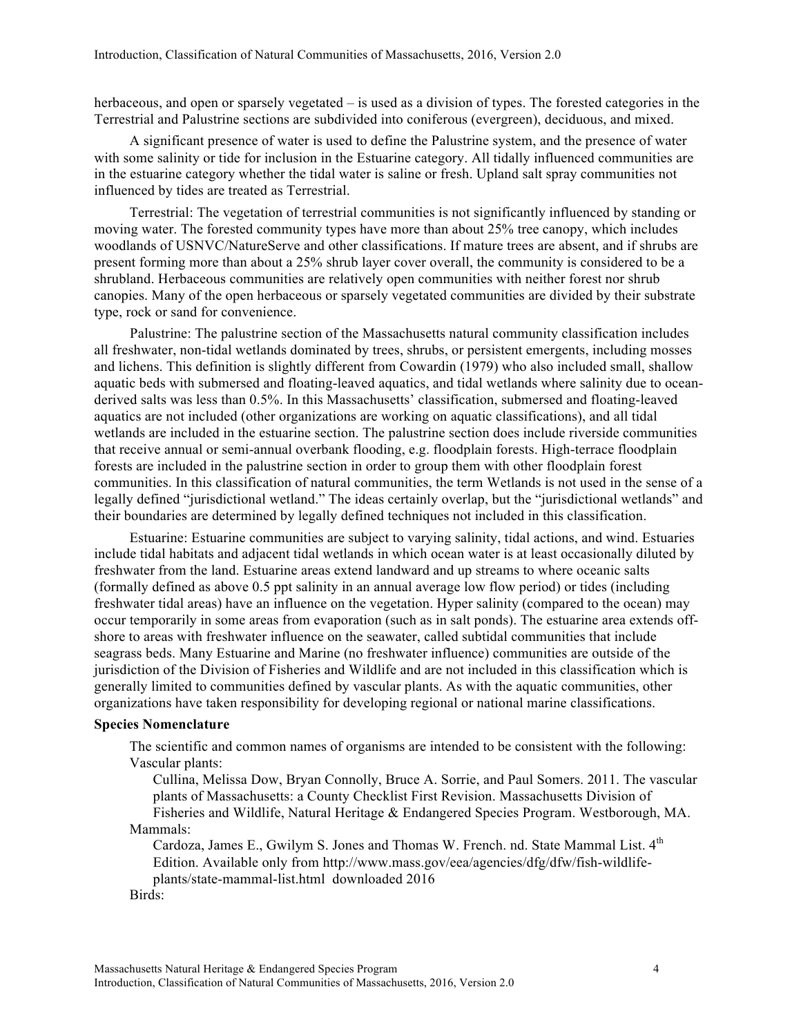herbaceous, and open or sparsely vegetated – is used as a division of types. The forested categories in the Terrestrial and Palustrine sections are subdivided into coniferous (evergreen), deciduous, and mixed.

A significant presence of water is used to define the Palustrine system, and the presence of water with some salinity or tide for inclusion in the Estuarine category. All tidally influenced communities are in the estuarine category whether the tidal water is saline or fresh. Upland salt spray communities not influenced by tides are treated as Terrestrial.

Terrestrial: The vegetation of terrestrial communities is not significantly influenced by standing or moving water. The forested community types have more than about 25% tree canopy, which includes woodlands of USNVC/NatureServe and other classifications. If mature trees are absent, and if shrubs are present forming more than about a 25% shrub layer cover overall, the community is considered to be a shrubland. Herbaceous communities are relatively open communities with neither forest nor shrub canopies. Many of the open herbaceous or sparsely vegetated communities are divided by their substrate type, rock or sand for convenience.

Palustrine: The palustrine section of the Massachusetts natural community classification includes all freshwater, non-tidal wetlands dominated by trees, shrubs, or persistent emergents, including mosses and lichens. This definition is slightly different from Cowardin (1979) who also included small, shallow aquatic beds with submersed and floating-leaved aquatics, and tidal wetlands where salinity due to ocean-derived salts was less than 0.5%. In this Massachusetts' classification, submersed and floating-leaved aquatics are not included (other organizations are working on aquatic classifications), and all tidal wetlands are included in the estuarine section. The palustrine section does include riverside communities that receive annual or semi-annual overbank flooding, e.g. floodplain forests. High-terrace floodplain forests are included in the palustrine section in order to group them with other floodplain forest communities. In this classification of natural communities, the term Wetlands is not used in the sense of a legally defined "jurisdictional wetland." The ideas certainly overlap, but the "jurisdictional wetlands" and their boundaries are determined by legally defined techniques not included in this classification.

Estuarine: Estuarine communities are subject to varying salinity, tidal actions, and wind. Estuaries include tidal habitats and adjacent tidal wetlands in which ocean water is at least occasionally diluted by freshwater from the land. Estuarine areas extend landward and up streams to where oceanic salts (formally defined as above 0.5 ppt salinity in an annual average low flow period) or tides (including freshwater tidal areas) have an influence on the vegetation. Hyper salinity (compared to the ocean) may occur temporarily in some areas from evaporation (such as in salt ponds). The estuarine area extends off-shore to areas with freshwater influence on the seawater, called subtidal communities that include seagrass beds. Many Estuarine and Marine (no freshwater influence) communities are outside of the jurisdiction of the Division of Fisheries and Wildlife and are not included in this classification which is generally limited to communities defined by vascular plants. As with the aquatic communities, other organizations have taken responsibility for developing regional or national marine classifications.

**Species Nomenclature**

The scientific and common names of organisms are intended to be consistent with the following:

Vascular plants:

Cullina, Melissa Dow, Bryan Connolly, Bruce A. Sorrie, and Paul Somers. 2011. The vascular plants of Massachusetts: a County Checklist First Revision. Massachusetts Division of Fisheries and Wildlife, Natural Heritage & Endangered Species Program. Westborough, MA.

Mammals:

Cardoza, James E., Gwilym S. Jones and Thomas W. French. nd. State Mammal List. 4th Edition. Available only from http://www.mass.gov/eea/agencies/dfg/dfw/fish-wildlife-plants/state-mammal-list.html downloaded 2016

Birds: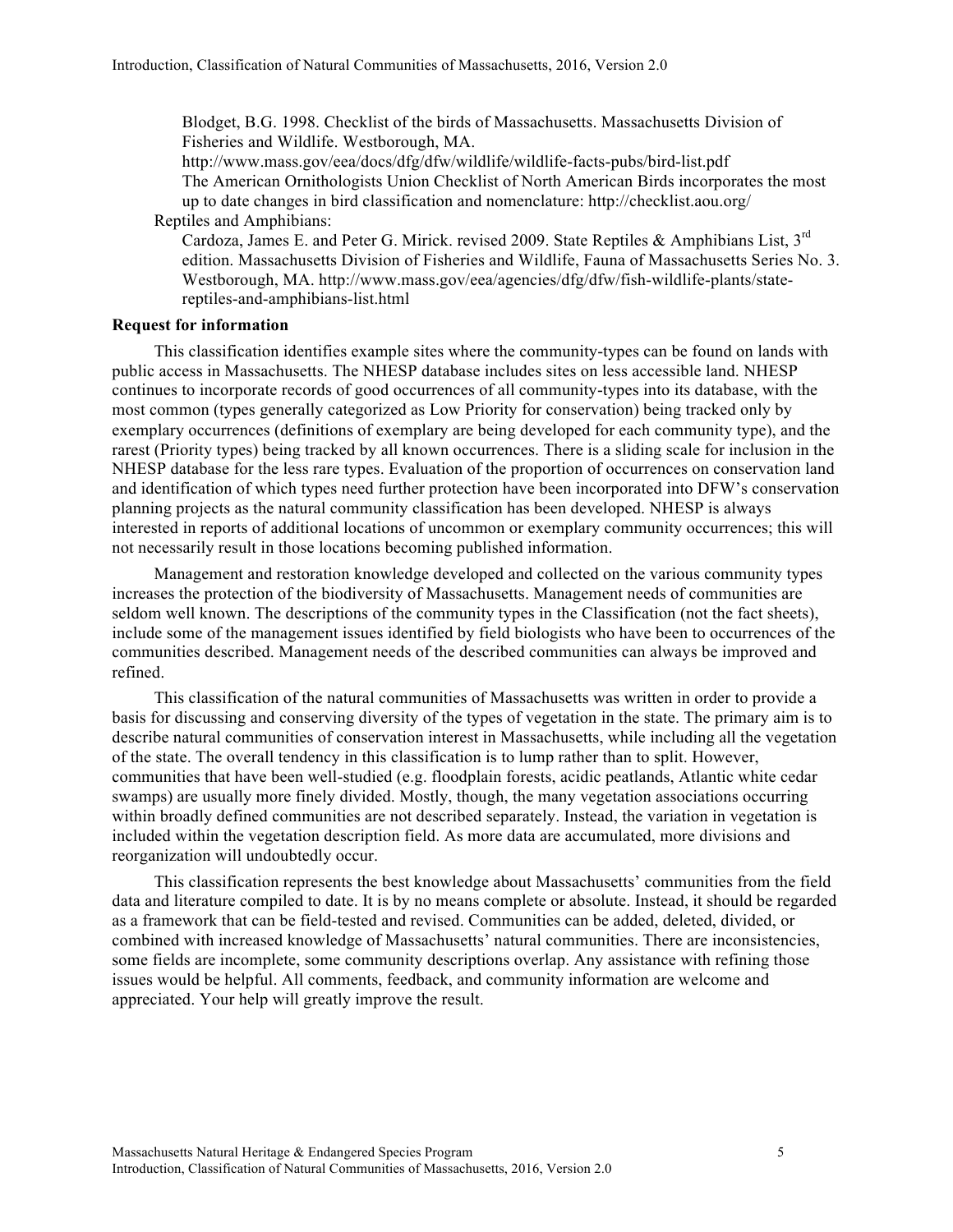Blodget, B.G. 1998. Checklist of the birds of Massachusetts. Massachusetts Division of Fisheries and Wildlife. Westborough, MA. http://www.mass.gov/eea/docs/dfg/dfw/wildlife/wildlife-facts-pubs/bird-list.pdf
The American Ornithologists Union Checklist of North American Birds incorporates the most up to date changes in bird classification and nomenclature: http://checklist.aou.org/

Reptiles and Amphibians:

Cardoza, James E. and Peter G. Mirick. revised 2009. State Reptiles & Amphibians List, 3rd edition. Massachusetts Division of Fisheries and Wildlife, Fauna of Massachusetts Series No. 3. Westborough, MA. http://www.mass.gov/eea/agencies/dfg/dfw/fish-wildlife-plants/state-reptiles-and-amphibians-list.html

**Request for information**

This classification identifies example sites where the community-types can be found on lands with public access in Massachusetts. The NHESP database includes sites on less accessible land. NHESP continues to incorporate records of good occurrences of all community-types into its database, with the most common (types generally categorized as Low Priority for conservation) being tracked only by exemplary occurrences (definitions of exemplary are being developed for each community type), and the rarest (Priority types) being tracked by all known occurrences. There is a sliding scale for inclusion in the NHESP database for the less rare types. Evaluation of the proportion of occurrences on conservation land and identification of which types need further protection have been incorporated into DFW's conservation planning projects as the natural community classification has been developed. NHESP is always interested in reports of additional locations of uncommon or exemplary community occurrences; this will not necessarily result in those locations becoming published information.

Management and restoration knowledge developed and collected on the various community types increases the protection of the biodiversity of Massachusetts. Management needs of communities are seldom well known. The descriptions of the community types in the Classification (not the fact sheets), include some of the management issues identified by field biologists who have been to occurrences of the communities described. Management needs of the described communities can always be improved and refined.

This classification of the natural communities of Massachusetts was written in order to provide a basis for discussing and conserving diversity of the types of vegetation in the state. The primary aim is to describe natural communities of conservation interest in Massachusetts, while including all the vegetation of the state. The overall tendency in this classification is to lump rather than to split. However, communities that have been well-studied (e.g. floodplain forests, acidic peatlands, Atlantic white cedar swamps) are usually more finely divided. Mostly, though, the many vegetation associations occurring within broadly defined communities are not described separately. Instead, the variation in vegetation is included within the vegetation description field. As more data are accumulated, more divisions and reorganization will undoubtedly occur.

This classification represents the best knowledge about Massachusetts' communities from the field data and literature compiled to date. It is by no means complete or absolute. Instead, it should be regarded as a framework that can be field-tested and revised. Communities can be added, deleted, divided, or combined with increased knowledge of Massachusetts' natural communities. There are inconsistencies, some fields are incomplete, some community descriptions overlap. Any assistance with refining those issues would be helpful. All comments, feedback, and community information are welcome and appreciated. Your help will greatly improve the result.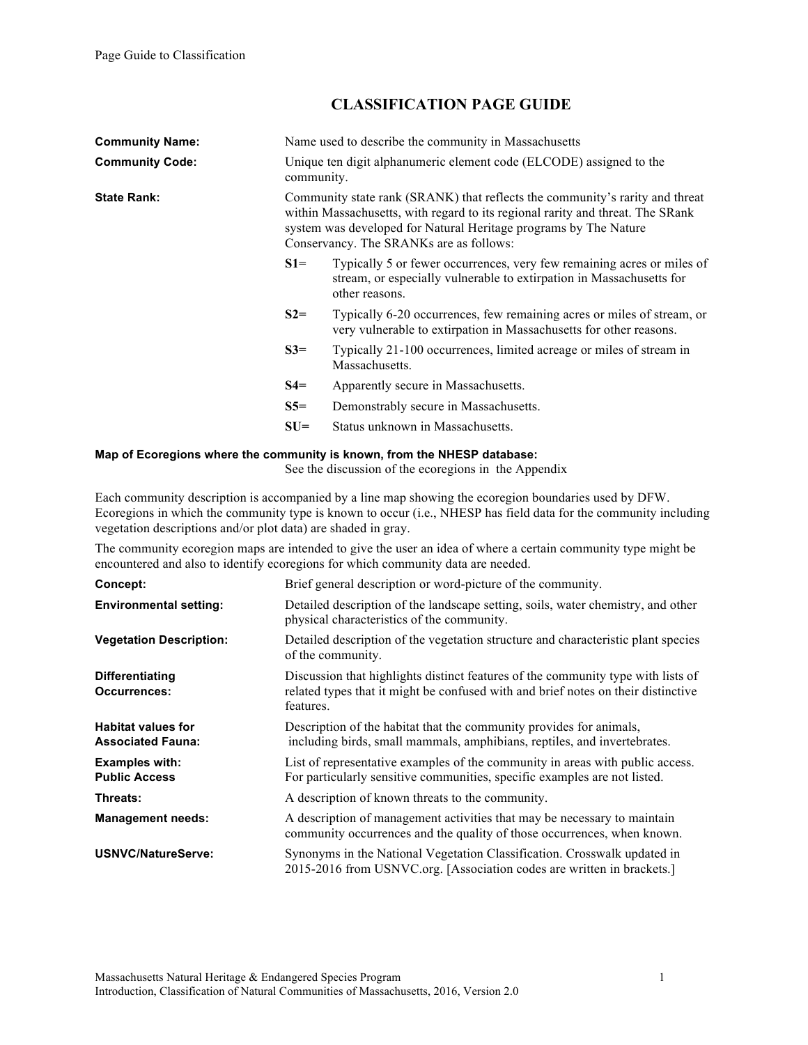# CLASSIFICATION PAGE GUIDE

**Community Name:** Name used to describe the community in Massachusetts

**Community Code:** Unique ten digit alphanumeric element code (ELCODE) assigned to the community.

**State Rank:** Community state rank (SRANK) that reflects the community's rarity and threat within Massachusetts, with regard to its regional rarity and threat. The SRank system was developed for Natural Heritage programs by The Nature Conservancy. The SRANKs are as follows:

- **S1**= Typically 5 or fewer occurrences, very few remaining acres or miles of stream, or especially vulnerable to extirpation in Massachusetts for other reasons.
- **S2=** Typically 6-20 occurrences, few remaining acres or miles of stream, or very vulnerable to extirpation in Massachusetts for other reasons.
- **S3=** Typically 21-100 occurrences, limited acreage or miles of stream in Massachusetts.
- **S4=** Apparently secure in Massachusetts.
- **S5=** Demonstrably secure in Massachusetts.
- **SU=** Status unknown in Massachusetts.

**Map of Ecoregions where the community is known, from the NHESP database:**
See the discussion of the ecoregions in the Appendix

Each community description is accompanied by a line map showing the ecoregion boundaries used by DFW. Ecoregions in which the community type is known to occur (i.e., NHESP has field data for the community including vegetation descriptions and/or plot data) are shaded in gray.

The community ecoregion maps are intended to give the user an idea of where a certain community type might be encountered and also to identify ecoregions for which community data are needed.

**Concept:** Brief general description or word-picture of the community.

**Environmental setting:** Detailed description of the landscape setting, soils, water chemistry, and other physical characteristics of the community.

**Vegetation Description:** Detailed description of the vegetation structure and characteristic plant species of the community.

**Differentiating Occurrences:** Discussion that highlights distinct features of the community type with lists of related types that it might be confused with and brief notes on their distinctive features.

**Habitat values for Associated Fauna:** Description of the habitat that the community provides for animals, including birds, small mammals, amphibians, reptiles, and invertebrates.

**Examples with: Public Access** List of representative examples of the community in areas with public access. For particularly sensitive communities, specific examples are not listed.

**Threats:** A description of known threats to the community.

**Management needs:** A description of management activities that may be necessary to maintain community occurrences and the quality of those occurrences, when known.

**USNVC/NatureServe:** Synonyms in the National Vegetation Classification. Crosswalk updated in 2015-2016 from USNVC.org. [Association codes are written in brackets.]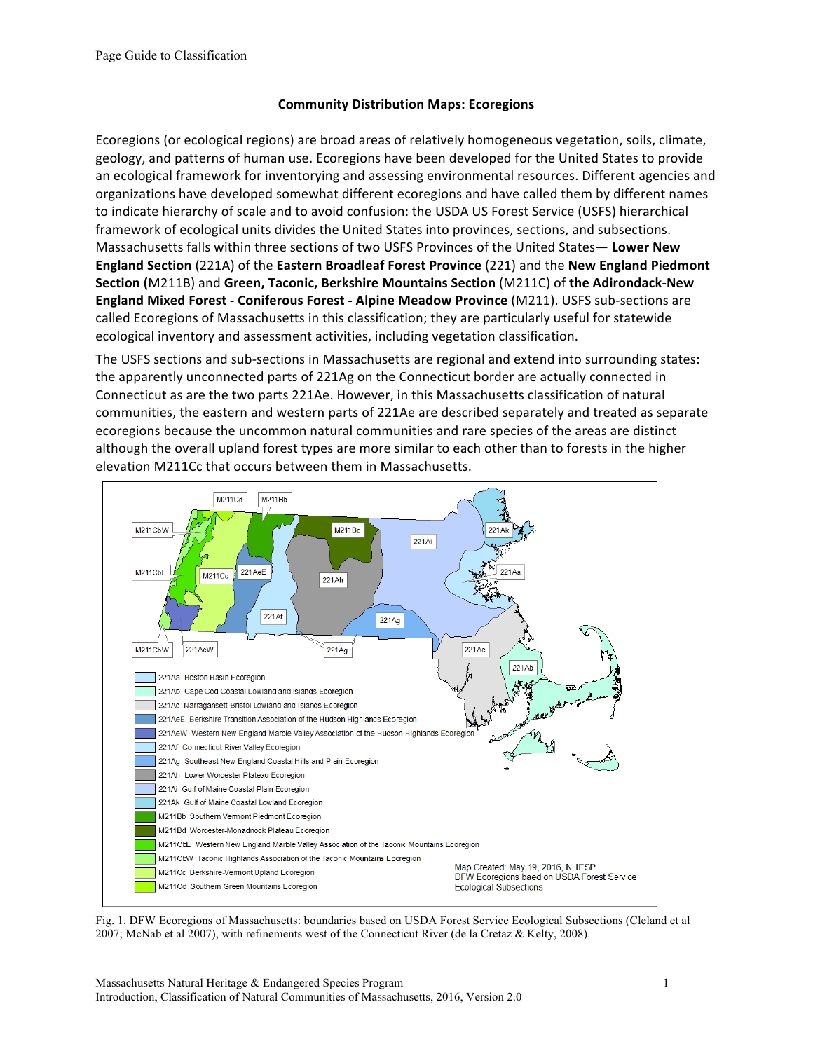## Community Distribution Maps: Ecoregions

Ecoregions (or ecological regions) are broad areas of relatively homogeneous vegetation, soils, climate, geology, and patterns of human use. Ecoregions have been developed for the United States to provide an ecological framework for inventorying and assessing environmental resources. Different agencies and organizations have developed somewhat different ecoregions and have called them by different names to indicate hierarchy of scale and to avoid confusion: the USDA US Forest Service (USFS) hierarchical framework of ecological units divides the United States into provinces, sections, and subsections. Massachusetts falls within three sections of two USFS Provinces of the United States— **Lower New England Section** (221A) of the **Eastern Broadleaf Forest Province** (221) and the **New England Piedmont Section (**M211B) and **Green, Taconic, Berkshire Mountains Section** (M211C) of **the Adirondack-New England Mixed Forest - Coniferous Forest - Alpine Meadow Province** (M211). USFS sub-sections are called Ecoregions of Massachusetts in this classification; they are particularly useful for statewide ecological inventory and assessment activities, including vegetation classification.

The USFS sections and sub-sections in Massachusetts are regional and extend into surrounding states: the apparently unconnected parts of 221Ag on the Connecticut border are actually connected in Connecticut as are the two parts 221Ae. However, in this Massachusetts classification of natural communities, the eastern and western parts of 221Ae are described separately and treated as separate ecoregions because the uncommon natural communities and rare species of the areas are distinct although the overall upland forest types are more similar to each other than to forests in the higher elevation M211Cc that occurs between them in Massachusetts.

Fig. 1. DFW Ecoregions of Massachusetts: boundaries based on USDA Forest Service Ecological Subsections (Cleland et al 2007; McNab et al 2007), with refinements west of the Connecticut River (de la Cretaz & Kelty, 2008).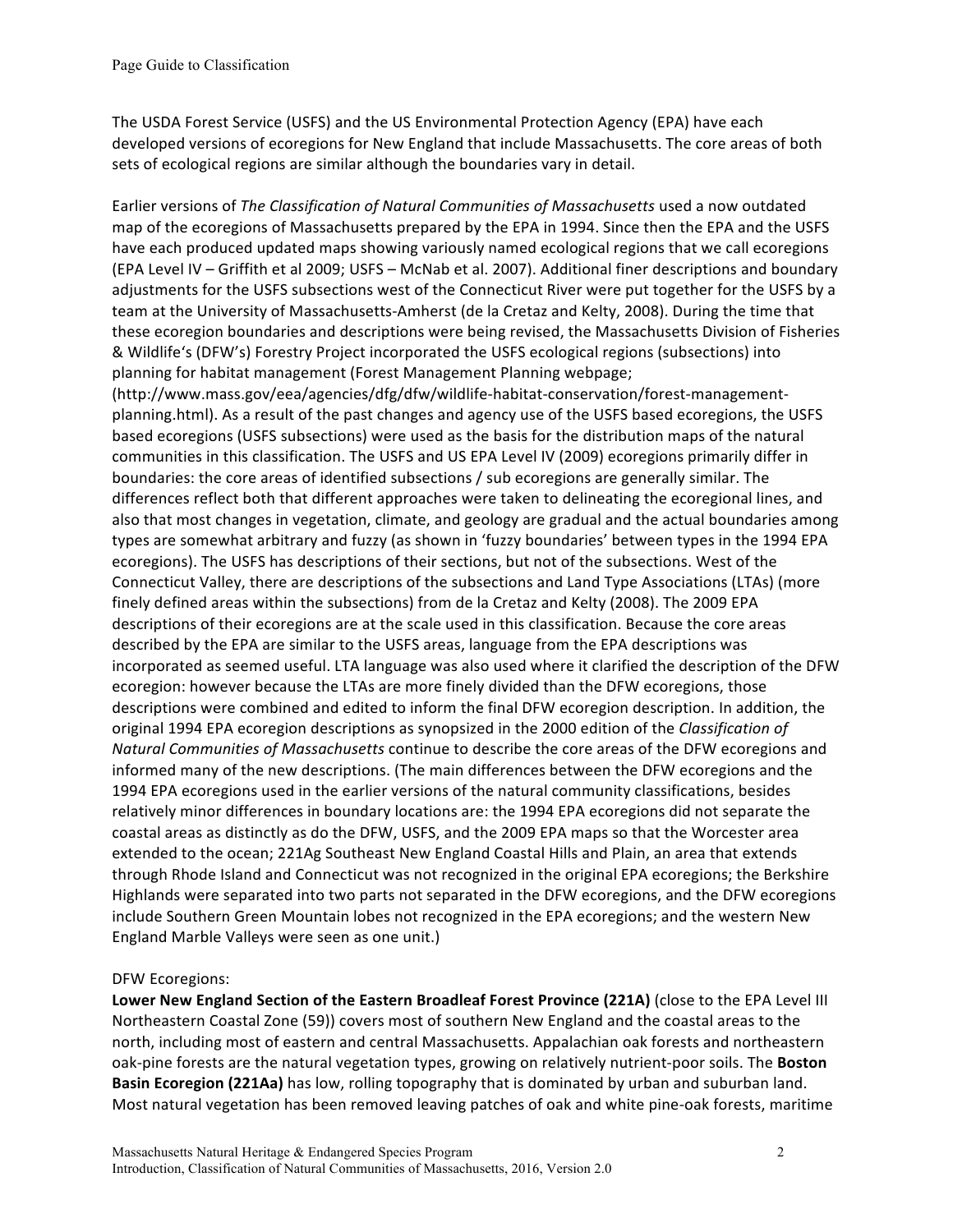The USDA Forest Service (USFS) and the US Environmental Protection Agency (EPA) have each developed versions of ecoregions for New England that include Massachusetts. The core areas of both sets of ecological regions are similar although the boundaries vary in detail.

Earlier versions of *The Classification of Natural Communities of Massachusetts* used a now outdated map of the ecoregions of Massachusetts prepared by the EPA in 1994. Since then the EPA and the USFS have each produced updated maps showing variously named ecological regions that we call ecoregions (EPA Level IV – Griffith et al 2009; USFS – McNab et al. 2007). Additional finer descriptions and boundary adjustments for the USFS subsections west of the Connecticut River were put together for the USFS by a team at the University of Massachusetts-Amherst (de la Cretaz and Kelty, 2008). During the time that these ecoregion boundaries and descriptions were being revised, the Massachusetts Division of Fisheries & Wildlife's (DFW's) Forestry Project incorporated the USFS ecological regions (subsections) into planning for habitat management (Forest Management Planning webpage; (http://www.mass.gov/eea/agencies/dfg/dfw/wildlife-habitat-conservation/forest-management-planning.html). As a result of the past changes and agency use of the USFS based ecoregions, the USFS based ecoregions (USFS subsections) were used as the basis for the distribution maps of the natural communities in this classification. The USFS and US EPA Level IV (2009) ecoregions primarily differ in boundaries: the core areas of identified subsections / sub ecoregions are generally similar. The differences reflect both that different approaches were taken to delineating the ecoregional lines, and also that most changes in vegetation, climate, and geology are gradual and the actual boundaries among types are somewhat arbitrary and fuzzy (as shown in 'fuzzy boundaries' between types in the 1994 EPA ecoregions). The USFS has descriptions of their sections, but not of the subsections. West of the Connecticut Valley, there are descriptions of the subsections and Land Type Associations (LTAs) (more finely defined areas within the subsections) from de la Cretaz and Kelty (2008). The 2009 EPA descriptions of their ecoregions are at the scale used in this classification. Because the core areas described by the EPA are similar to the USFS areas, language from the EPA descriptions was incorporated as seemed useful. LTA language was also used where it clarified the description of the DFW ecoregion: however because the LTAs are more finely divided than the DFW ecoregions, those descriptions were combined and edited to inform the final DFW ecoregion description. In addition, the original 1994 EPA ecoregion descriptions as synopsized in the 2000 edition of the *Classification of Natural Communities of Massachusetts* continue to describe the core areas of the DFW ecoregions and informed many of the new descriptions. (The main differences between the DFW ecoregions and the 1994 EPA ecoregions used in the earlier versions of the natural community classifications, besides relatively minor differences in boundary locations are: the 1994 EPA ecoregions did not separate the coastal areas as distinctly as do the DFW, USFS, and the 2009 EPA maps so that the Worcester area extended to the ocean; 221Ag Southeast New England Coastal Hills and Plain, an area that extends through Rhode Island and Connecticut was not recognized in the original EPA ecoregions; the Berkshire Highlands were separated into two parts not separated in the DFW ecoregions, and the DFW ecoregions include Southern Green Mountain lobes not recognized in the EPA ecoregions; and the western New England Marble Valleys were seen as one unit.)

DFW Ecoregions:

**Lower New England Section of the Eastern Broadleaf Forest Province (221A)** (close to the EPA Level III Northeastern Coastal Zone (59)) covers most of southern New England and the coastal areas to the north, including most of eastern and central Massachusetts. Appalachian oak forests and northeastern oak-pine forests are the natural vegetation types, growing on relatively nutrient-poor soils. The **Boston Basin Ecoregion (221Aa)** has low, rolling topography that is dominated by urban and suburban land. Most natural vegetation has been removed leaving patches of oak and white pine-oak forests, maritime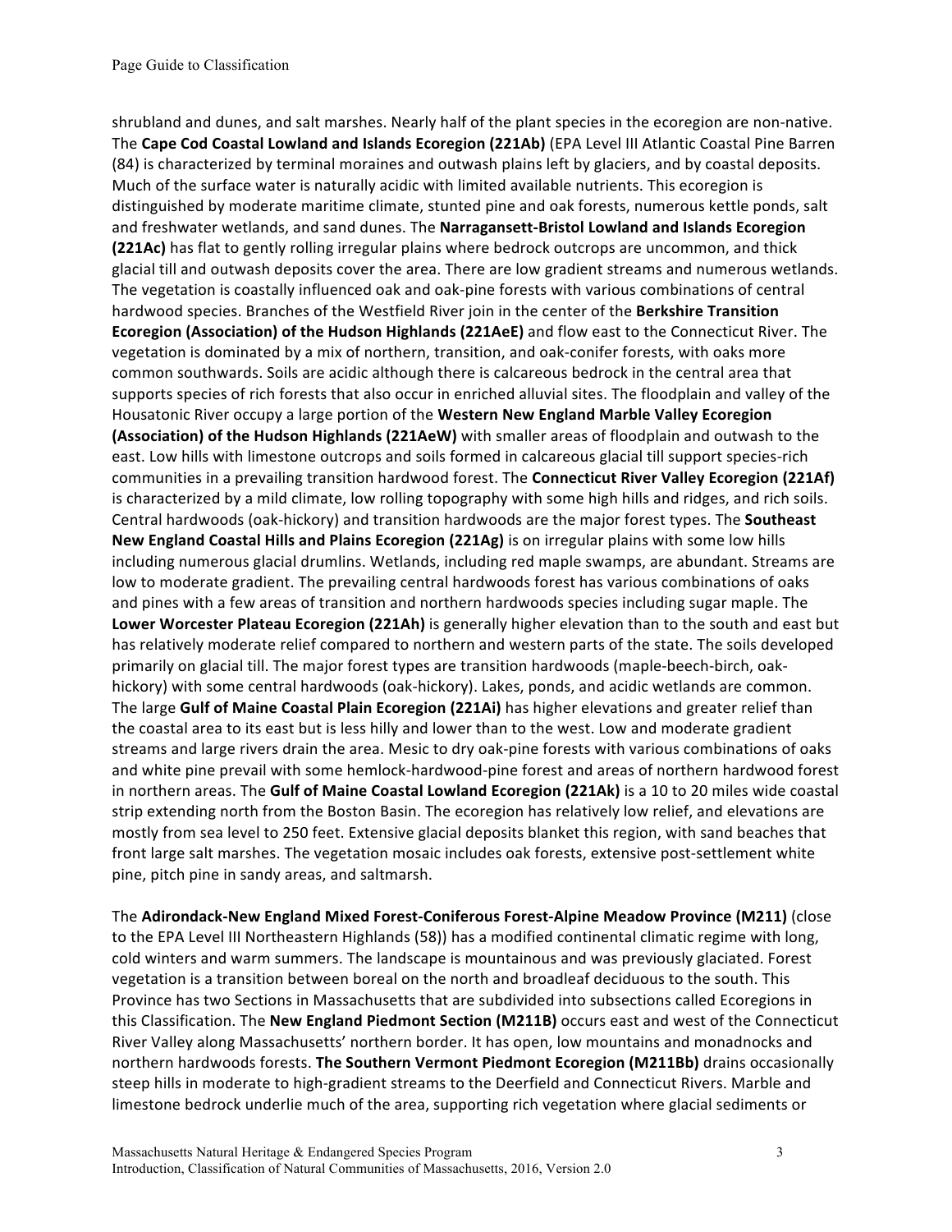shrubland and dunes, and salt marshes. Nearly half of the plant species in the ecoregion are non-native. The **Cape Cod Coastal Lowland and Islands Ecoregion (221Ab)** (EPA Level III Atlantic Coastal Pine Barren (84) is characterized by terminal moraines and outwash plains left by glaciers, and by coastal deposits. Much of the surface water is naturally acidic with limited available nutrients. This ecoregion is distinguished by moderate maritime climate, stunted pine and oak forests, numerous kettle ponds, salt and freshwater wetlands, and sand dunes. The **Narragansett-Bristol Lowland and Islands Ecoregion (221Ac)** has flat to gently rolling irregular plains where bedrock outcrops are uncommon, and thick glacial till and outwash deposits cover the area. There are low gradient streams and numerous wetlands. The vegetation is coastally influenced oak and oak-pine forests with various combinations of central hardwood species. Branches of the Westfield River join in the center of the **Berkshire Transition Ecoregion (Association) of the Hudson Highlands (221AeE)** and flow east to the Connecticut River. The vegetation is dominated by a mix of northern, transition, and oak-conifer forests, with oaks more common southwards. Soils are acidic although there is calcareous bedrock in the central area that supports species of rich forests that also occur in enriched alluvial sites. The floodplain and valley of the Housatonic River occupy a large portion of the **Western New England Marble Valley Ecoregion (Association) of the Hudson Highlands (221AeW)** with smaller areas of floodplain and outwash to the east. Low hills with limestone outcrops and soils formed in calcareous glacial till support species-rich communities in a prevailing transition hardwood forest. The **Connecticut River Valley Ecoregion (221Af)** is characterized by a mild climate, low rolling topography with some high hills and ridges, and rich soils. Central hardwoods (oak-hickory) and transition hardwoods are the major forest types. The **Southeast New England Coastal Hills and Plains Ecoregion (221Ag)** is on irregular plains with some low hills including numerous glacial drumlins. Wetlands, including red maple swamps, are abundant. Streams are low to moderate gradient. The prevailing central hardwoods forest has various combinations of oaks and pines with a few areas of transition and northern hardwoods species including sugar maple. The **Lower Worcester Plateau Ecoregion (221Ah)** is generally higher elevation than to the south and east but has relatively moderate relief compared to northern and western parts of the state. The soils developed primarily on glacial till. The major forest types are transition hardwoods (maple-beech-birch, oak-hickory) with some central hardwoods (oak-hickory). Lakes, ponds, and acidic wetlands are common. The large **Gulf of Maine Coastal Plain Ecoregion (221Ai)** has higher elevations and greater relief than the coastal area to its east but is less hilly and lower than to the west. Low and moderate gradient streams and large rivers drain the area. Mesic to dry oak-pine forests with various combinations of oaks and white pine prevail with some hemlock-hardwood-pine forest and areas of northern hardwood forest in northern areas. The **Gulf of Maine Coastal Lowland Ecoregion (221Ak)** is a 10 to 20 miles wide coastal strip extending north from the Boston Basin. The ecoregion has relatively low relief, and elevations are mostly from sea level to 250 feet. Extensive glacial deposits blanket this region, with sand beaches that front large salt marshes. The vegetation mosaic includes oak forests, extensive post-settlement white pine, pitch pine in sandy areas, and saltmarsh.

The **Adirondack-New England Mixed Forest-Coniferous Forest-Alpine Meadow Province (M211)** (close to the EPA Level III Northeastern Highlands (58)) has a modified continental climatic regime with long, cold winters and warm summers. The landscape is mountainous and was previously glaciated. Forest vegetation is a transition between boreal on the north and broadleaf deciduous to the south. This Province has two Sections in Massachusetts that are subdivided into subsections called Ecoregions in this Classification. The **New England Piedmont Section (M211B)** occurs east and west of the Connecticut River Valley along Massachusetts' northern border. It has open, low mountains and monadnocks and northern hardwoods forests. **The Southern Vermont Piedmont Ecoregion (M211Bb)** drains occasionally steep hills in moderate to high-gradient streams to the Deerfield and Connecticut Rivers. Marble and limestone bedrock underlie much of the area, supporting rich vegetation where glacial sediments or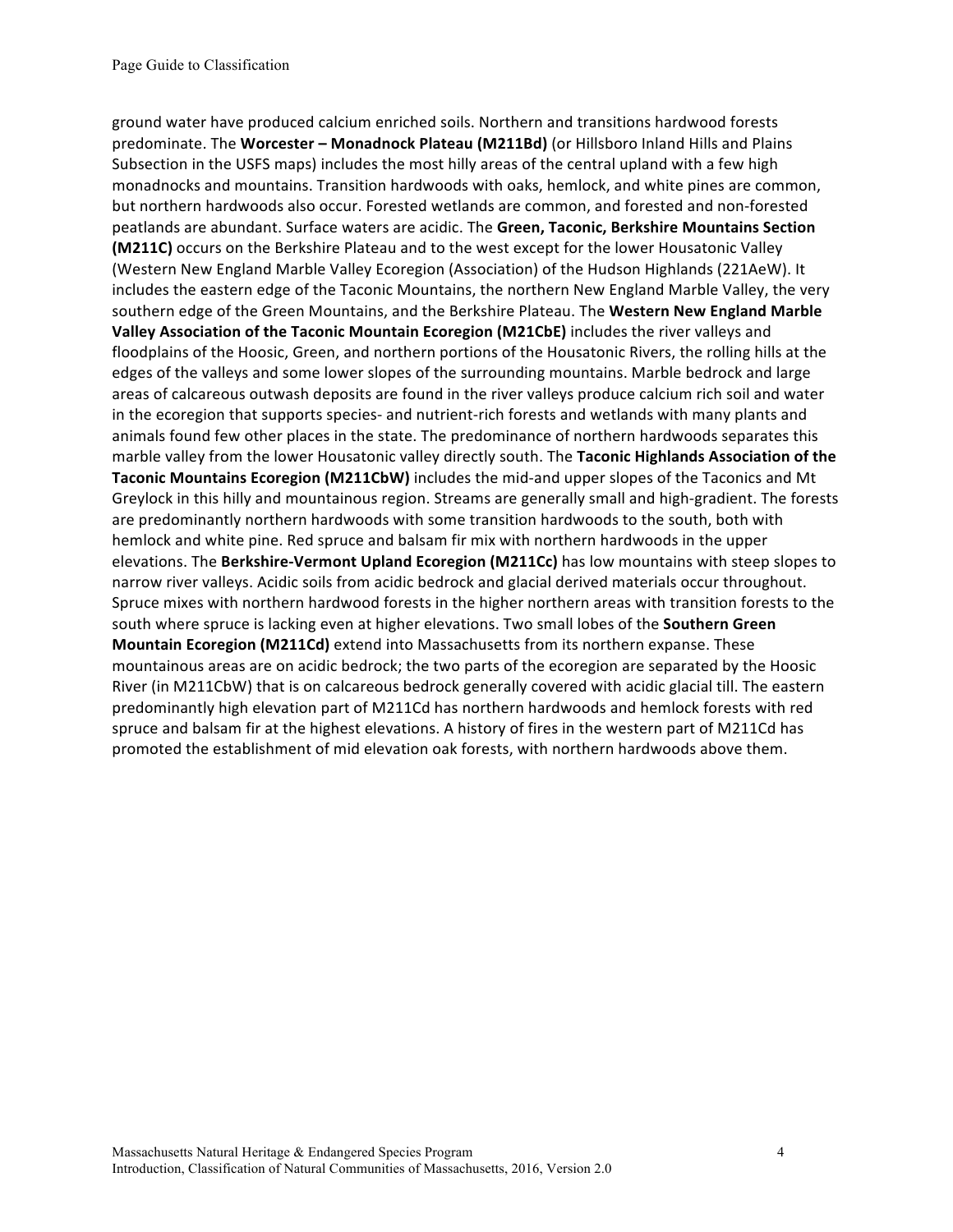ground water have produced calcium enriched soils. Northern and transitions hardwood forests predominate. The **Worcester – Monadnock Plateau (M211Bd)** (or Hillsboro Inland Hills and Plains Subsection in the USFS maps) includes the most hilly areas of the central upland with a few high monadnocks and mountains. Transition hardwoods with oaks, hemlock, and white pines are common, but northern hardwoods also occur. Forested wetlands are common, and forested and non-forested peatlands are abundant. Surface waters are acidic. The **Green, Taconic, Berkshire Mountains Section (M211C)** occurs on the Berkshire Plateau and to the west except for the lower Housatonic Valley (Western New England Marble Valley Ecoregion (Association) of the Hudson Highlands (221AeW). It includes the eastern edge of the Taconic Mountains, the northern New England Marble Valley, the very southern edge of the Green Mountains, and the Berkshire Plateau. The **Western New England Marble Valley Association of the Taconic Mountain Ecoregion (M21CbE)** includes the river valleys and floodplains of the Hoosic, Green, and northern portions of the Housatonic Rivers, the rolling hills at the edges of the valleys and some lower slopes of the surrounding mountains. Marble bedrock and large areas of calcareous outwash deposits are found in the river valleys produce calcium rich soil and water in the ecoregion that supports species- and nutrient-rich forests and wetlands with many plants and animals found few other places in the state. The predominance of northern hardwoods separates this marble valley from the lower Housatonic valley directly south. The **Taconic Highlands Association of the Taconic Mountains Ecoregion (M211CbW)** includes the mid-and upper slopes of the Taconics and Mt Greylock in this hilly and mountainous region. Streams are generally small and high-gradient. The forests are predominantly northern hardwoods with some transition hardwoods to the south, both with hemlock and white pine. Red spruce and balsam fir mix with northern hardwoods in the upper elevations. The **Berkshire-Vermont Upland Ecoregion (M211Cc)** has low mountains with steep slopes to narrow river valleys. Acidic soils from acidic bedrock and glacial derived materials occur throughout. Spruce mixes with northern hardwood forests in the higher northern areas with transition forests to the south where spruce is lacking even at higher elevations. Two small lobes of the **Southern Green Mountain Ecoregion (M211Cd)** extend into Massachusetts from its northern expanse. These mountainous areas are on acidic bedrock; the two parts of the ecoregion are separated by the Hoosic River (in M211CbW) that is on calcareous bedrock generally covered with acidic glacial till. The eastern predominantly high elevation part of M211Cd has northern hardwoods and hemlock forests with red spruce and balsam fir at the highest elevations. A history of fires in the western part of M211Cd has promoted the establishment of mid elevation oak forests, with northern hardwoods above them.